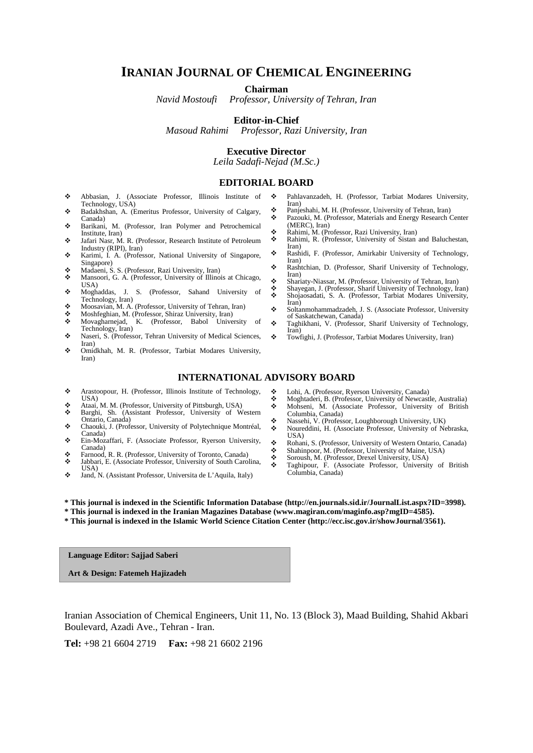# IRANIAN JOURNAL OF CHEMICAL ENGINEERING

**Chairman**
*Navid Mostoufi Professor, University of Tehran, Iran*

**Editor-in-Chief**
*Masoud Rahimi Professor, Razi University, Iran*

**Executive Director**
*Leila Sadafi-Nejad (M.Sc.)*

## EDITORIAL BOARD

- Abbasian, J. (Associate Professor, Illinois Institute of Technology, USA)
- Badakhshan, A. (Emeritus Professor, University of Calgary, Canada)
- Barikani, M. (Professor, Iran Polymer and Petrochemical Institute, Iran)
- Jafari Nasr, M. R. (Professor, Research Institute of Petroleum Industry (RIPI), Iran)
- Karimi, I. A. (Professor, National University of Singapore, Singapore)
- Madaeni, S. S. (Professor, Razi University, Iran)
- Mansoori, G. A. (Professor, University of Illinois at Chicago, USA)
- Moghaddas, J. S. (Professor, Sahand University of Technology, Iran)
- Moosavian, M. A. (Professor, University of Tehran, Iran)
- Moshfeghian, M. (Professor, Shiraz University, Iran)
- Movagharnejad, K. (Professor, Babol University of Technology, Iran)
- Naseri, S. (Professor, Tehran University of Medical Sciences, Iran)
- Omidkhah, M. R. (Professor, Tarbiat Modares University, Iran)
- Pahlavanzadeh, H. (Professor, Tarbiat Modares University, Iran)
- Panjeshahi, M. H. (Professor, University of Tehran, Iran)
- Pazouki, M. (Professor, Materials and Energy Research Center (MERC), Iran)
- Rahimi, M. (Professor, Razi University, Iran)
- Rahimi, R. (Professor, University of Sistan and Baluchestan, Iran)
- Rashidi, F. (Professor, Amirkabir University of Technology, Iran)
- Rashtchian, D. (Professor, Sharif University of Technology, Iran)
- Shariaty-Niassar, M. (Professor, University of Tehran, Iran)
- Shayegan, J. (Professor, Sharif University of Technology, Iran)
- Shojaosadati, S. A. (Professor, Tarbiat Modares University, Iran)
- Soltanmohammadzadeh, J. S. (Associate Professor, University of Saskatchewan, Canada)
- Taghikhani, V. (Professor, Sharif University of Technology, Iran)
- Towfighi, J. (Professor, Tarbiat Modares University, Iran)

## INTERNATIONAL ADVISORY BOARD

- Arastoopour, H. (Professor, Illinois Institute of Technology, USA)
- Ataai, M. M. (Professor, University of Pittsburgh, USA)
- Barghi, Sh. (Assistant Professor, University of Western Ontario, Canada)
- Chaouki, J. (Professor, University of Polytechnique Montréal, Canada)
- Ein-Mozaffari, F. (Associate Professor, Ryerson University, Canada)
- Farnood, R. R. (Professor, University of Toronto, Canada)
- Jabbari, E. (Associate Professor, University of South Carolina, USA)
- Jand, N. (Assistant Professor, Universita de L'Aquila, Italy)
- Lohi, A. (Professor, Ryerson University, Canada)
- Moghtaderi, B. (Professor, University of Newcastle, Australia)
- Mohseni, M. (Associate Professor, University of British Columbia, Canada)
- Nassehi, V. (Professor, Loughborough University, UK)
- Noureddini, H. (Associate Professor, University of Nebraska, USA)
- Rohani, S. (Professor, University of Western Ontario, Canada)
- Shahinpoor, M. (Professor, University of Maine, USA)
- Soroush, M. (Professor, Drexel University, USA)
- Taghipour, F. (Associate Professor, University of British Columbia, Canada)

**\* This journal is indexed in the Scientific Information Database (http://en.journals.sid.ir/JournalList.aspx?ID=3998).**
**\* This journal is indexed in the Iranian Magazines Database (www.magiran.com/maginfo.asp?mgID=4585).**
**\* This journal is indexed in the Islamic World Science Citation Center (http://ecc.isc.gov.ir/showJournal/3561).**

**Language Editor: Sajjad Saberi**

**Art & Design: Fatemeh Hajizadeh**

Iranian Association of Chemical Engineers, Unit 11, No. 13 (Block 3), Maad Building, Shahid Akbari Boulevard, Azadi Ave., Tehran - Iran.

**Tel:** +98 21 6604 2719 **Fax:** +98 21 6602 2196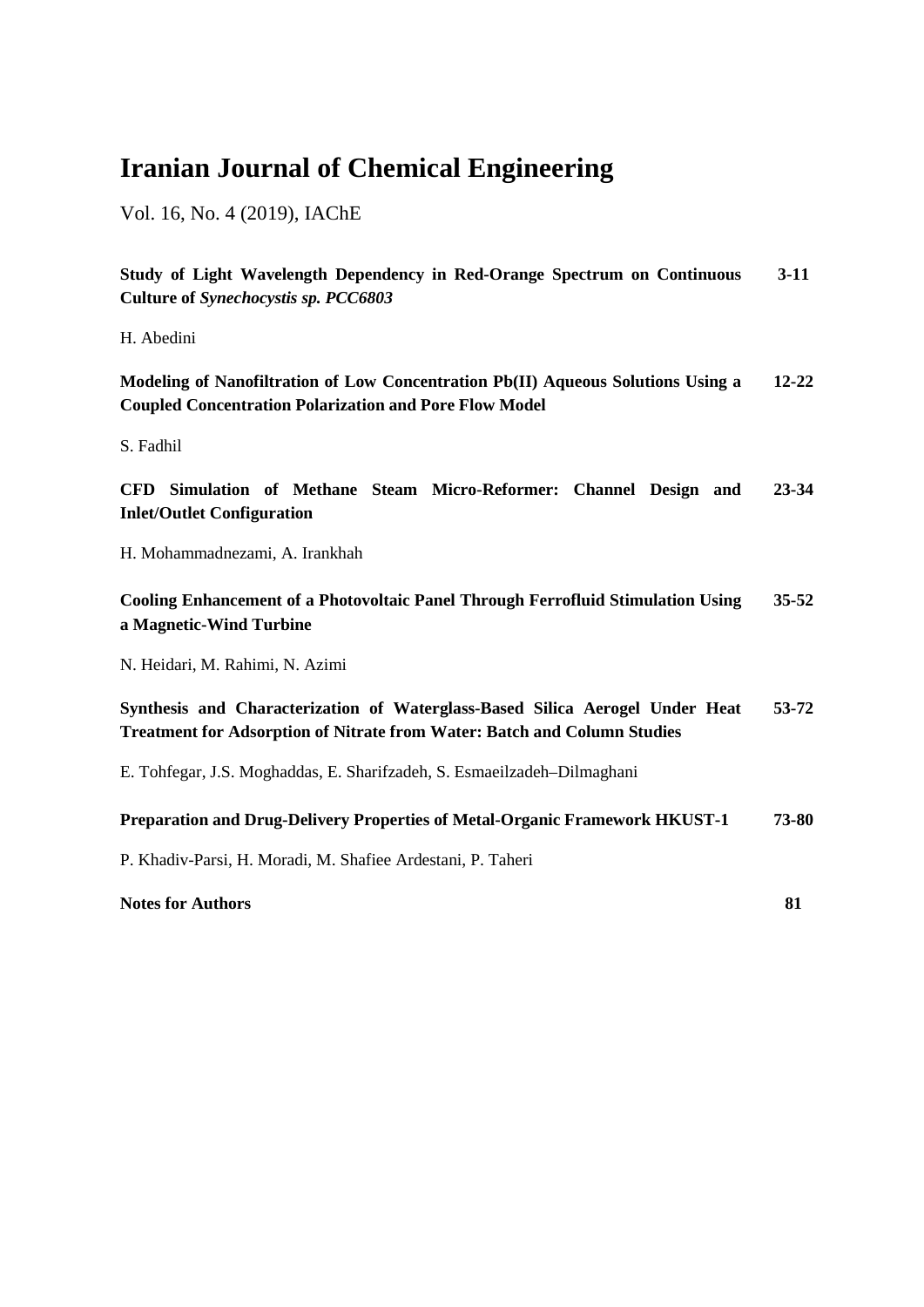# Iranian Journal of Chemical Engineering

Vol. 16, No. 4 (2019), IAChE

| | |
|---|---|
| **Study of Light Wavelength Dependency in Red-Orange Spectrum on Continuous Culture of *Synechocystis sp. PCC6803*** | **3-11** |
| H. Abedini | |
| **Modeling of Nanofiltration of Low Concentration Pb(II) Aqueous Solutions Using a Coupled Concentration Polarization and Pore Flow Model** | **12-22** |
| S. Fadhil | |
| **CFD Simulation of Methane Steam Micro-Reformer: Channel Design and Inlet/Outlet Configuration** | **23-34** |
| H. Mohammadnezami, A. Irankhah | |
| **Cooling Enhancement of a Photovoltaic Panel Through Ferrofluid Stimulation Using a Magnetic-Wind Turbine** | **35-52** |
| N. Heidari, M. Rahimi, N. Azimi | |
| **Synthesis and Characterization of Waterglass-Based Silica Aerogel Under Heat Treatment for Adsorption of Nitrate from Water: Batch and Column Studies** | **53-72** |
| E. Tohfegar, J.S. Moghaddas, E. Sharifzadeh, S. Esmaeilzadeh–Dilmaghani | |
| **Preparation and Drug-Delivery Properties of Metal-Organic Framework HKUST-1** | **73-80** |
| P. Khadiv-Parsi, H. Moradi, M. Shafiee Ardestani, P. Taheri | |
| **Notes for Authors** | **81** |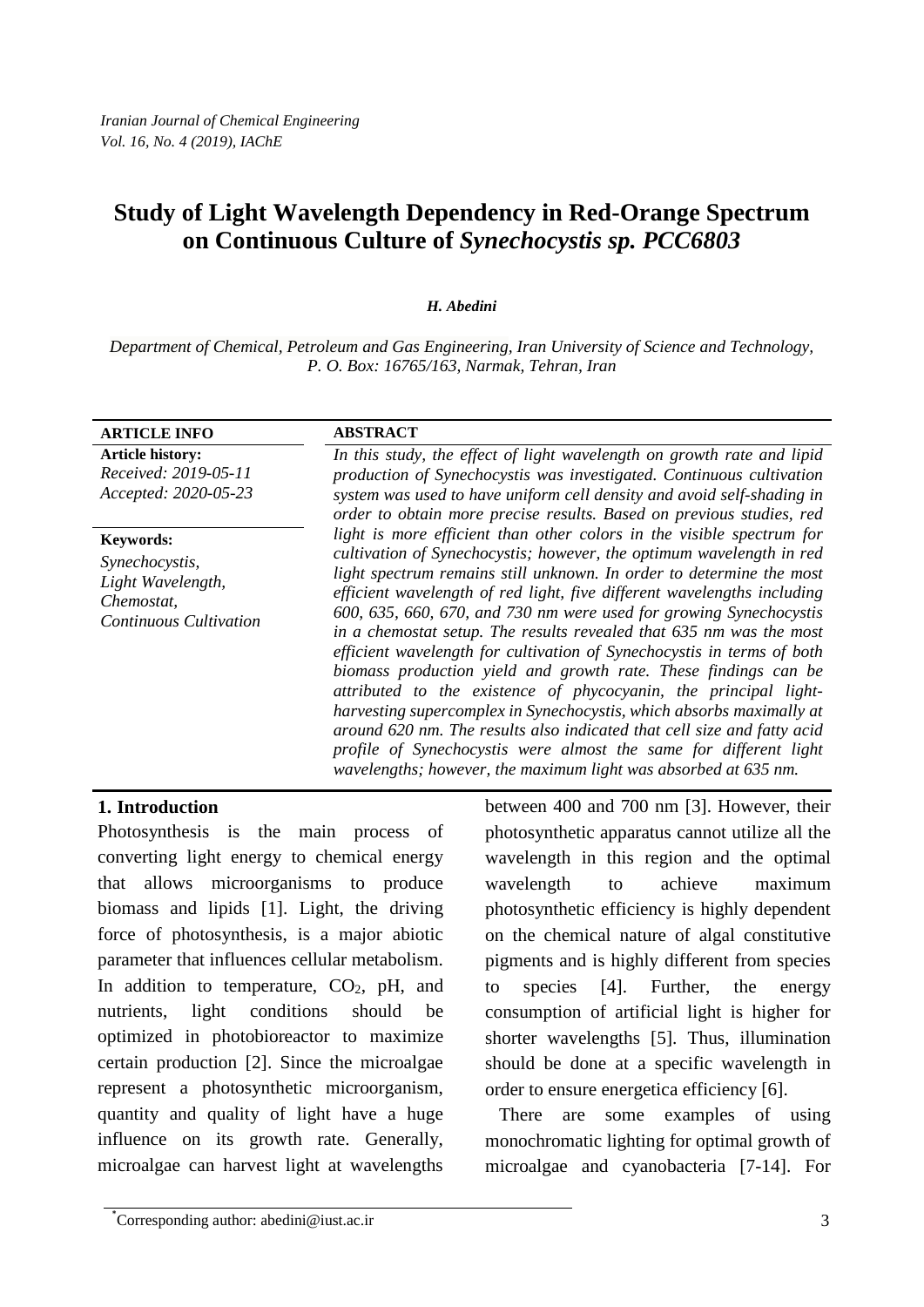# Study of Light Wavelength Dependency in Red-Orange Spectrum on Continuous Culture of *Synechocystis sp. PCC6803*

***H. Abedini***

*Department of Chemical, Petroleum and Gas Engineering, Iran University of Science and Technology, P. O. Box: 16765/163, Narmak, Tehran, Iran*

**ARTICLE INFO**

**Article history:**
*Received: 2019-05-11*
*Accepted: 2020-05-23*

**Keywords:**
*Synechocystis,*
*Light Wavelength,*
*Chemostat,*
*Continuous Cultivation*

**ABSTRACT**

*In this study, the effect of light wavelength on growth rate and lipid production of Synechocystis was investigated. Continuous cultivation system was used to have uniform cell density and avoid self-shading in order to obtain more precise results. Based on previous studies, red light is more efficient than other colors in the visible spectrum for cultivation of Synechocystis; however, the optimum wavelength in red light spectrum remains still unknown. In order to determine the most efficient wavelength of red light, five different wavelengths including 600, 635, 660, 670, and 730 nm were used for growing Synechocystis in a chemostat setup. The results revealed that 635 nm was the most efficient wavelength for cultivation of Synechocystis in terms of both biomass production yield and growth rate. These findings can be attributed to the existence of phycocyanin, the principal light-harvesting supercomplex in Synechocystis, which absorbs maximally at around 620 nm. The results also indicated that cell size and fatty acid profile of Synechocystis were almost the same for different light wavelengths; however, the maximum light was absorbed at 635 nm.*

## 1. Introduction

Photosynthesis is the main process of converting light energy to chemical energy that allows microorganisms to produce biomass and lipids [1]. Light, the driving force of photosynthesis, is a major abiotic parameter that influences cellular metabolism. In addition to temperature, $CO_2$, pH, and nutrients, light conditions should be optimized in photobioreactor to maximize certain production [2]. Since the microalgae represent a photosynthetic microorganism, quantity and quality of light have a huge influence on its growth rate. Generally, microalgae can harvest light at wavelengths between 400 and 700 nm [3]. However, their photosynthetic apparatus cannot utilize all the wavelength in this region and the optimal wavelength to achieve maximum photosynthetic efficiency is highly dependent on the chemical nature of algal constitutive pigments and is highly different from species to species [4]. Further, the energy consumption of artificial light is higher for shorter wavelengths [5]. Thus, illumination should be done at a specific wavelength in order to ensure energetica efficiency [6].

There are some examples of using monochromatic lighting for optimal growth of microalgae and cyanobacteria [7-14]. For

*Corresponding author: abedini@iust.ac.ir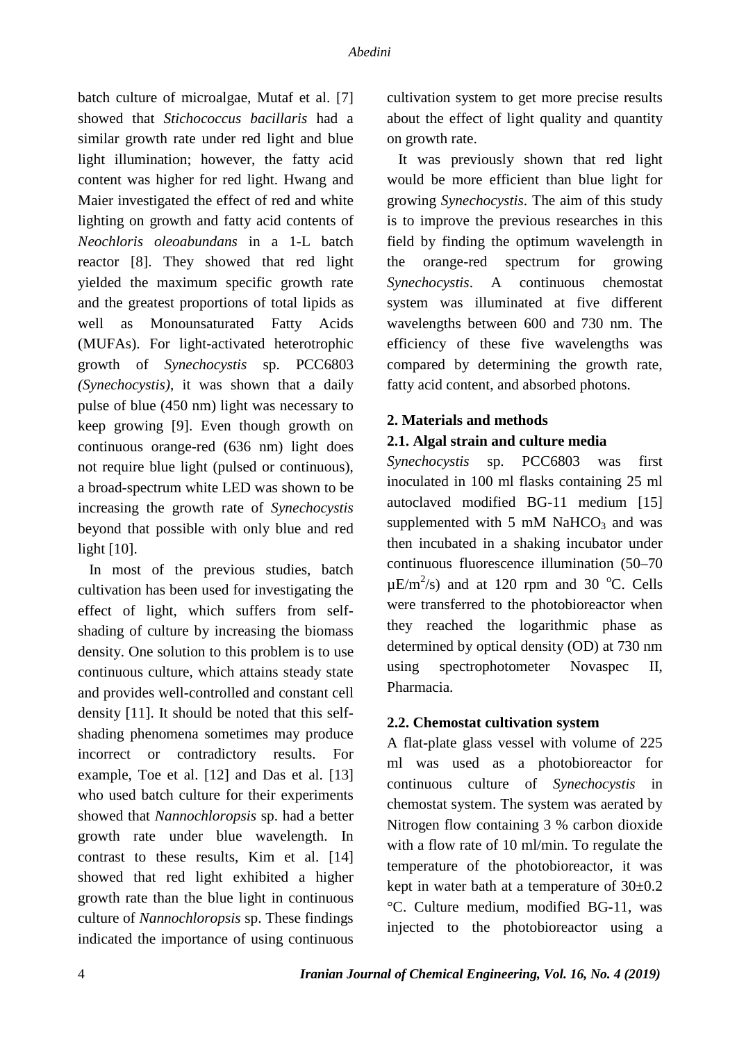batch culture of microalgae, Mutaf et al. [7] showed that *Stichococcus bacillaris* had a similar growth rate under red light and blue light illumination; however, the fatty acid content was higher for red light. Hwang and Maier investigated the effect of red and white lighting on growth and fatty acid contents of *Neochloris oleoabundans* in a 1-L batch reactor [8]. They showed that red light yielded the maximum specific growth rate and the greatest proportions of total lipids as well as Monounsaturated Fatty Acids (MUFAs). For light-activated heterotrophic growth of *Synechocystis* sp. PCC6803 *(Synechocystis)*, it was shown that a daily pulse of blue (450 nm) light was necessary to keep growing [9]. Even though growth on continuous orange-red (636 nm) light does not require blue light (pulsed or continuous), a broad-spectrum white LED was shown to be increasing the growth rate of *Synechocystis* beyond that possible with only blue and red light [10].

In most of the previous studies, batch cultivation has been used for investigating the effect of light, which suffers from self-shading of culture by increasing the biomass density. One solution to this problem is to use continuous culture, which attains steady state and provides well-controlled and constant cell density [11]. It should be noted that this self-shading phenomena sometimes may produce incorrect or contradictory results. For example, Toe et al. [12] and Das et al. [13] who used batch culture for their experiments showed that *Nannochloropsis* sp. had a better growth rate under blue wavelength. In contrast to these results, Kim et al. [14] showed that red light exhibited a higher growth rate than the blue light in continuous culture of *Nannochloropsis* sp. These findings indicated the importance of using continuous cultivation system to get more precise results about the effect of light quality and quantity on growth rate.

It was previously shown that red light would be more efficient than blue light for growing *Synechocystis*. The aim of this study is to improve the previous researches in this field by finding the optimum wavelength in the orange-red spectrum for growing *Synechocystis*. A continuous chemostat system was illuminated at five different wavelengths between 600 and 730 nm. The efficiency of these five wavelengths was compared by determining the growth rate, fatty acid content, and absorbed photons.

## 2. Materials and methods

### 2.1. Algal strain and culture media

*Synechocystis* sp. PCC6803 was first inoculated in 100 ml flasks containing 25 ml autoclaved modified BG-11 medium [15] supplemented with 5 mM $NaHCO_3$ and was then incubated in a shaking incubator under continuous fluorescence illumination (50–70 $\mu E/m^2/s$) and at 120 rpm and 30 $^oC$. Cells were transferred to the photobioreactor when they reached the logarithmic phase as determined by optical density (OD) at 730 nm using spectrophotometer Novaspec II, Pharmacia.

### 2.2. Chemostat cultivation system

A flat-plate glass vessel with volume of 225 ml was used as a photobioreactor for continuous culture of *Synechocystis* in chemostat system. The system was aerated by Nitrogen flow containing 3 % carbon dioxide with a flow rate of 10 ml/min. To regulate the temperature of the photobioreactor, it was kept in water bath at a temperature of 30±0.2 °C. Culture medium, modified BG-11, was injected to the photobioreactor using a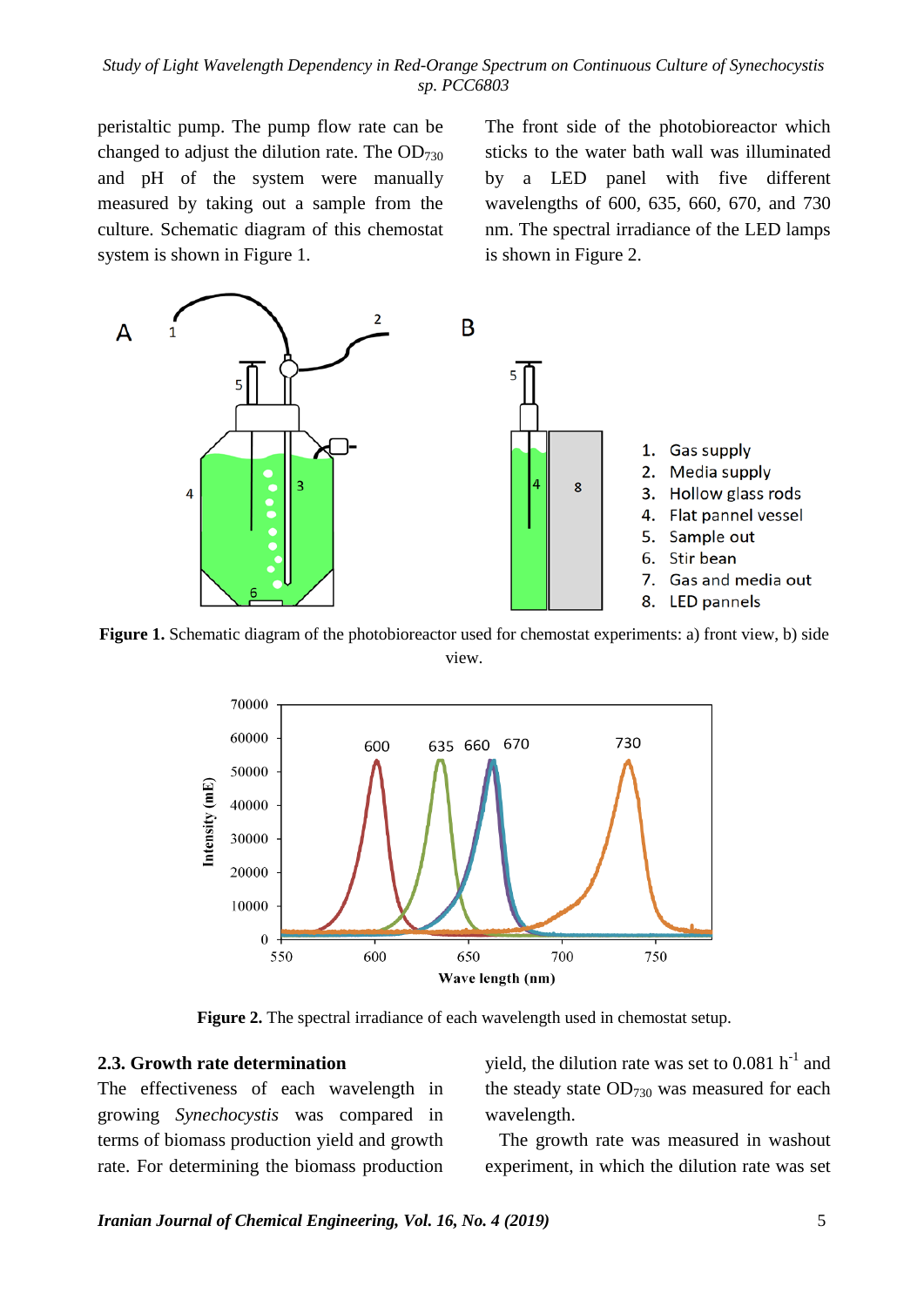peristaltic pump. The pump flow rate can be changed to adjust the dilution rate. The $OD_{730}$ and pH of the system were manually measured by taking out a sample from the culture. Schematic diagram of this chemostat system is shown in Figure 1.

The front side of the photobioreactor which sticks to the water bath wall was illuminated by a LED panel with five different wavelengths of 600, 635, 660, 670, and 730 nm. The spectral irradiance of the LED lamps is shown in Figure 2.

**Figure 1.** Schematic diagram of the photobioreactor used for chemostat experiments: a) front view, b) side view.

**Figure 2.** The spectral irradiance of each wavelength used in chemostat setup.

### 2.3. Growth rate determination

The effectiveness of each wavelength in growing *Synechocystis* was compared in terms of biomass production yield and growth rate. For determining the biomass production yield, the dilution rate was set to 0.081 $h^{-1}$ and the steady state $OD_{730}$ was measured for each wavelength.

The growth rate was measured in washout experiment, in which the dilution rate was set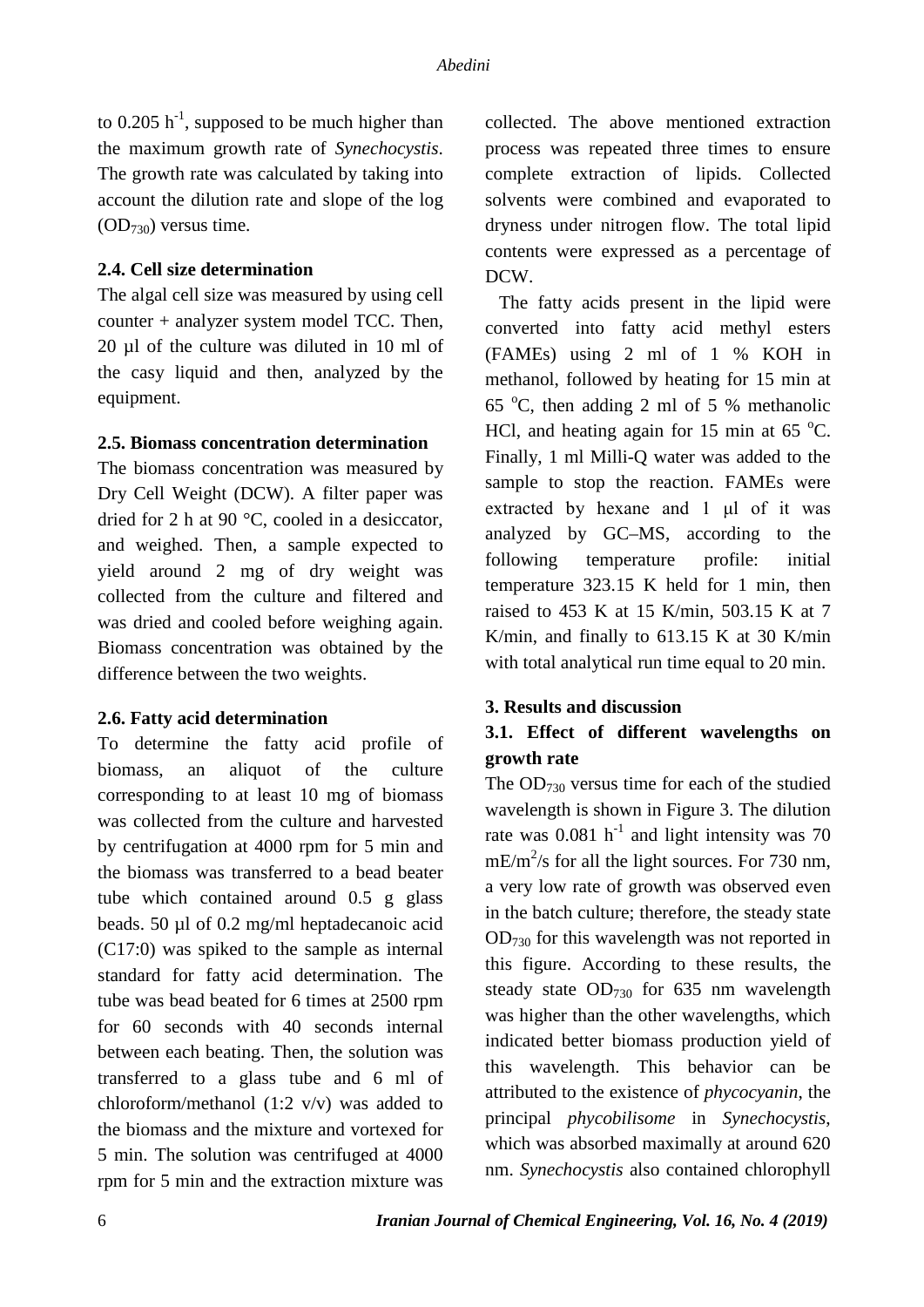to $0.205\ h^{-1}$, supposed to be much higher than the maximum growth rate of *Synechocystis*. The growth rate was calculated by taking into account the dilution rate and slope of the log ($OD_{730}$) versus time.

### 2.4. Cell size determination

The algal cell size was measured by using cell counter + analyzer system model TCC. Then, 20 µl of the culture was diluted in 10 ml of the casy liquid and then, analyzed by the equipment.

### 2.5. Biomass concentration determination

The biomass concentration was measured by Dry Cell Weight (DCW). A filter paper was dried for 2 h at 90 °C, cooled in a desiccator, and weighed. Then, a sample expected to yield around 2 mg of dry weight was collected from the culture and filtered and was dried and cooled before weighing again. Biomass concentration was obtained by the difference between the two weights.

### 2.6. Fatty acid determination

To determine the fatty acid profile of biomass, an aliquot of the culture corresponding to at least 10 mg of biomass was collected from the culture and harvested by centrifugation at 4000 rpm for 5 min and the biomass was transferred to a bead beater tube which contained around 0.5 g glass beads. 50 µl of 0.2 mg/ml heptadecanoic acid (C17:0) was spiked to the sample as internal standard for fatty acid determination. The tube was bead beated for 6 times at 2500 rpm for 60 seconds with 40 seconds internal between each beating. Then, the solution was transferred to a glass tube and 6 ml of chloroform/methanol (1:2 v/v) was added to the biomass and the mixture and vortexed for 5 min. The solution was centrifuged at 4000 rpm for 5 min and the extraction mixture was collected. The above mentioned extraction process was repeated three times to ensure complete extraction of lipids. Collected solvents were combined and evaporated to dryness under nitrogen flow. The total lipid contents were expressed as a percentage of DCW.

The fatty acids present in the lipid were converted into fatty acid methyl esters (FAMEs) using 2 ml of 1 % KOH in methanol, followed by heating for 15 min at 65 °C, then adding 2 ml of 5 % methanolic HCl, and heating again for 15 min at 65 °C. Finally, 1 ml Milli-Q water was added to the sample to stop the reaction. FAMEs were extracted by hexane and 1 µl of it was analyzed by GC–MS, according to the following temperature profile: initial temperature 323.15 K held for 1 min, then raised to 453 K at 15 K/min, 503.15 K at 7 K/min, and finally to 613.15 K at 30 K/min with total analytical run time equal to 20 min.

## 3. Results and discussion

### 3.1. Effect of different wavelengths on growth rate

The $OD_{730}$ versus time for each of the studied wavelength is shown in Figure 3. The dilution rate was $0.081\ h^{-1}$ and light intensity was 70 $mE/m^2/s$ for all the light sources. For 730 nm, a very low rate of growth was observed even in the batch culture; therefore, the steady state $OD_{730}$ for this wavelength was not reported in this figure. According to these results, the steady state $OD_{730}$ for 635 nm wavelength was higher than the other wavelengths, which indicated better biomass production yield of this wavelength. This behavior can be attributed to the existence of *phycocyanin*, the principal *phycobilisome* in *Synechocystis*, which was absorbed maximally at around 620 nm. *Synechocystis* also contained chlorophyll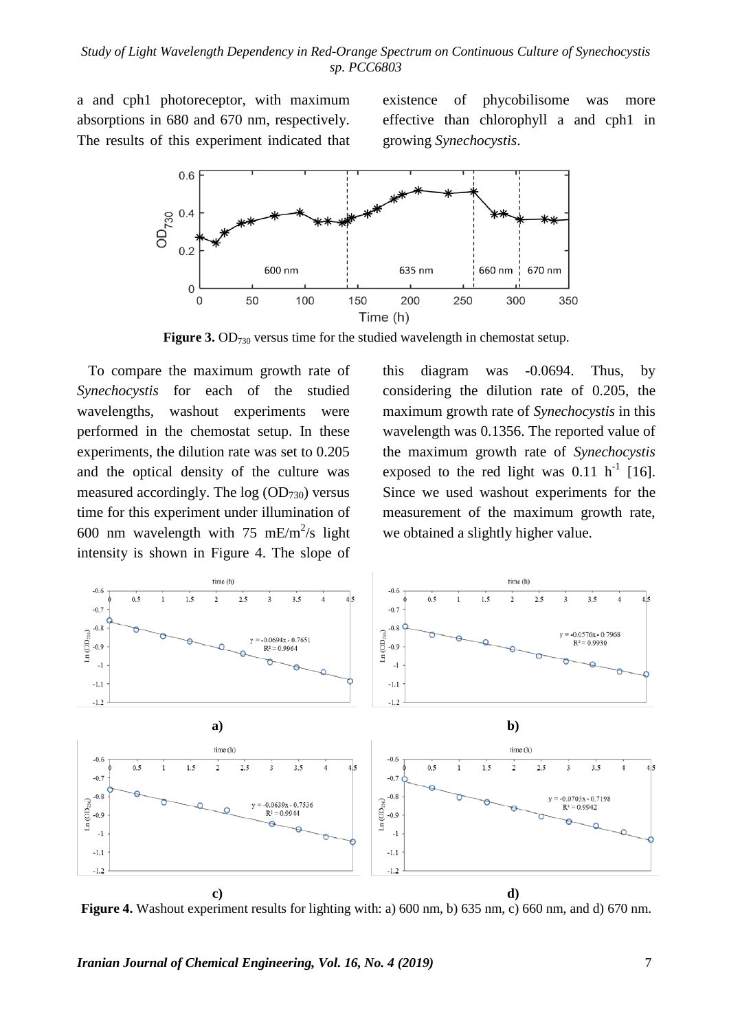a and cph1 photoreceptor, with maximum absorptions in 680 and 670 nm, respectively. The results of this experiment indicated that existence of phycobilisome was more effective than chlorophyll a and cph1 in growing *Synechocystis*.

**Figure 3.** $OD_{730}$ versus time for the studied wavelength in chemostat setup.

To compare the maximum growth rate of *Synechocystis* for each of the studied wavelengths, washout experiments were performed in the chemostat setup. In these experiments, the dilution rate was set to 0.205 and the optical density of the culture was measured accordingly. The log ($OD_{730}$) versus time for this experiment under illumination of 600 nm wavelength with 75 $mE/m^2/s$ light intensity is shown in Figure 4. The slope of this diagram was -0.0694. Thus, by considering the dilution rate of 0.205, the maximum growth rate of *Synechocystis* in this wavelength was 0.1356. The reported value of the maximum growth rate of *Synechocystis* exposed to the red light was 0.11 $h^{-1}$ [16]. Since we used washout experiments for the measurement of the maximum growth rate, we obtained a slightly higher value.

**Figure 4.** Washout experiment results for lighting with: a) 600 nm, b) 635 nm, c) 660 nm, and d) 670 nm.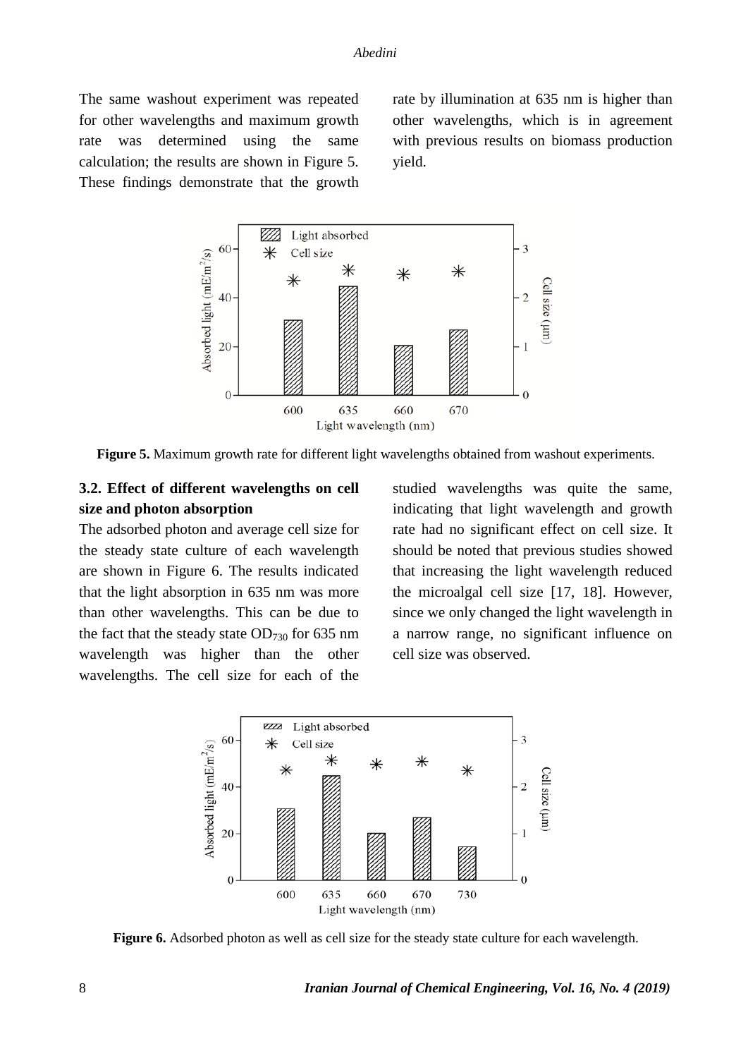The same washout experiment was repeated for other wavelengths and maximum growth rate was determined using the same calculation; the results are shown in Figure 5. These findings demonstrate that the growth rate by illumination at 635 nm is higher than other wavelengths, which is in agreement with previous results on biomass production yield.

**Figure 5.** Maximum growth rate for different light wavelengths obtained from washout experiments.

### 3.2. Effect of different wavelengths on cell size and photon absorption

The adsorbed photon and average cell size for the steady state culture of each wavelength are shown in Figure 6. The results indicated that the light absorption in 635 nm was more than other wavelengths. This can be due to the fact that the steady state $OD_{730}$ for 635 nm wavelength was higher than the other wavelengths. The cell size for each of the studied wavelengths was quite the same, indicating that light wavelength and growth rate had no significant effect on cell size. It should be noted that previous studies showed that increasing the light wavelength reduced the microalgal cell size [17, 18]. However, since we only changed the light wavelength in a narrow range, no significant influence on cell size was observed.

**Figure 6.** Adsorbed photon as well as cell size for the steady state culture for each wavelength.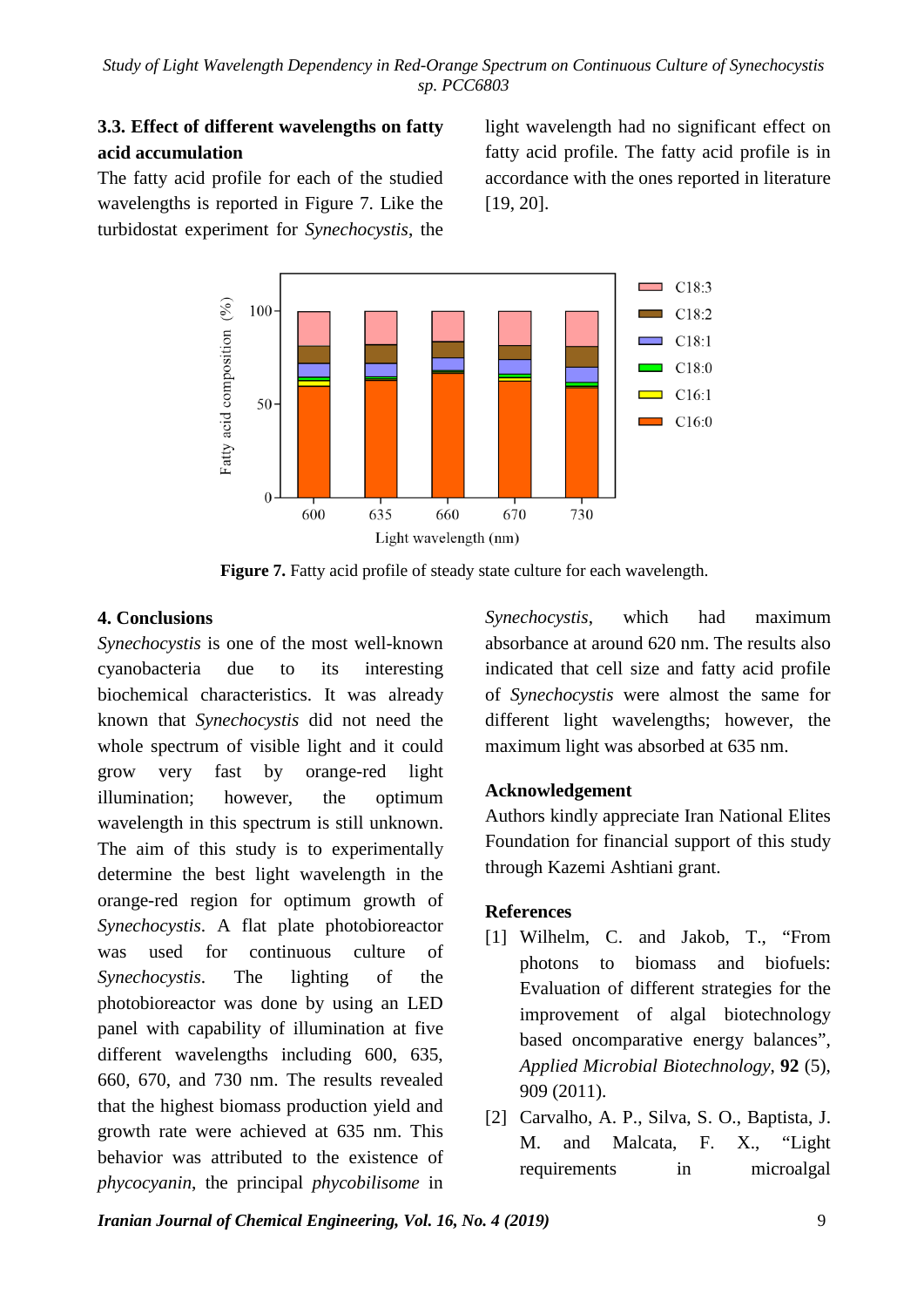### 3.3. Effect of different wavelengths on fatty acid accumulation

The fatty acid profile for each of the studied wavelengths is reported in Figure 7. Like the turbidostat experiment for *Synechocystis*, the light wavelength had no significant effect on fatty acid profile. The fatty acid profile is in accordance with the ones reported in literature [19, 20].

**Figure 7.** Fatty acid profile of steady state culture for each wavelength.

## 4. Conclusions

*Synechocystis* is one of the most well-known cyanobacteria due to its interesting biochemical characteristics. It was already known that *Synechocystis* did not need the whole spectrum of visible light and it could grow very fast by orange-red light illumination; however, the optimum wavelength in this spectrum is still unknown. The aim of this study is to experimentally determine the best light wavelength in the orange-red region for optimum growth of *Synechocystis*. A flat plate photobioreactor was used for continuous culture of *Synechocystis*. The lighting of the photobioreactor was done by using an LED panel with capability of illumination at five different wavelengths including 600, 635, 660, 670, and 730 nm. The results revealed that the highest biomass production yield and growth rate were achieved at 635 nm. This behavior was attributed to the existence of *phycocyanin*, the principal *phycobilisome* in *Synechocystis*, which had maximum absorbance at around 620 nm. The results also indicated that cell size and fatty acid profile of *Synechocystis* were almost the same for different light wavelengths; however, the maximum light was absorbed at 635 nm.

## Acknowledgement

Authors kindly appreciate Iran National Elites Foundation for financial support of this study through Kazemi Ashtiani grant.

## References

[1] Wilhelm, C. and Jakob, T., "From photons to biomass and biofuels: Evaluation of different strategies for the improvement of algal biotechnology based oncomparative energy balances", *Applied Microbial Biotechnology*, **92** (5), 909 (2011).

[2] Carvalho, A. P., Silva, S. O., Baptista, J. M. and Malcata, F. X., "Light requirements in microalgal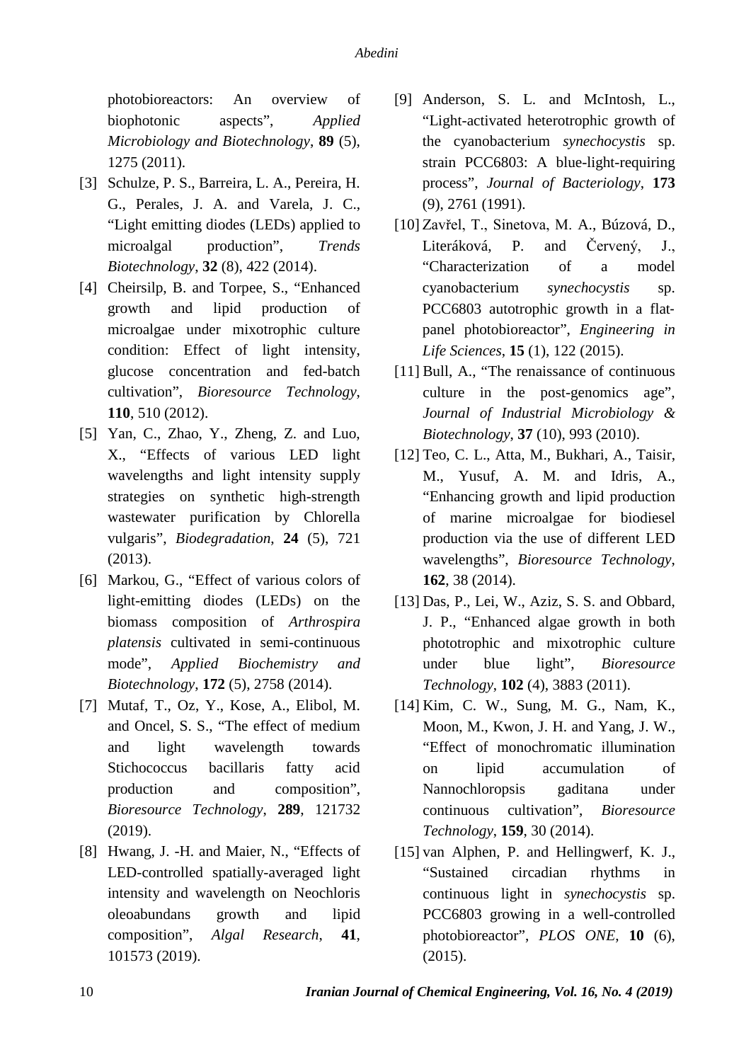photobioreactors: An overview of biophotonic aspects", *Applied Microbiology and Biotechnology*, **89** (5), 1275 (2011).

[3] Schulze, P. S., Barreira, L. A., Pereira, H. G., Perales, J. A. and Varela, J. C., "Light emitting diodes (LEDs) applied to microalgal production", *Trends Biotechnology*, **32** (8), 422 (2014).

[4] Cheirsilp, B. and Torpee, S., "Enhanced growth and lipid production of microalgae under mixotrophic culture condition: Effect of light intensity, glucose concentration and fed-batch cultivation", *Bioresource Technology*, **110**, 510 (2012).

[5] Yan, C., Zhao, Y., Zheng, Z. and Luo, X., "Effects of various LED light wavelengths and light intensity supply strategies on synthetic high-strength wastewater purification by Chlorella vulgaris", *Biodegradation*, **24** (5), 721 (2013).

[6] Markou, G., "Effect of various colors of light-emitting diodes (LEDs) on the biomass composition of *Arthrospira platensis* cultivated in semi-continuous mode", *Applied Biochemistry and Biotechnology*, **172** (5), 2758 (2014).

[7] Mutaf, T., Oz, Y., Kose, A., Elibol, M. and Oncel, S. S., "The effect of medium and light wavelength towards Stichococcus bacillaris fatty acid production and composition", *Bioresource Technology*, **289**, 121732 (2019).

[8] Hwang, J. -H. and Maier, N., "Effects of LED-controlled spatially-averaged light intensity and wavelength on Neochloris oleoabundans growth and lipid composition", *Algal Research*, **41**, 101573 (2019).

[9] Anderson, S. L. and McIntosh, L., "Light-activated heterotrophic growth of the cyanobacterium *synechocystis* sp. strain PCC6803: A blue-light-requiring process", *Journal of Bacteriology*, **173** (9), 2761 (1991).

[10] Zavřel, T., Sinetova, M. A., Búzová, D., Literáková, P. and Červený, J., "Characterization of a model cyanobacterium *synechocystis* sp. PCC6803 autotrophic growth in a flat-panel photobioreactor", *Engineering in Life Sciences*, **15** (1), 122 (2015).

[11] Bull, A., "The renaissance of continuous culture in the post-genomics age", *Journal of Industrial Microbiology & Biotechnology*, **37** (10), 993 (2010).

[12] Teo, C. L., Atta, M., Bukhari, A., Taisir, M., Yusuf, A. M. and Idris, A., "Enhancing growth and lipid production of marine microalgae for biodiesel production via the use of different LED wavelengths", *Bioresource Technology*, **162**, 38 (2014).

[13] Das, P., Lei, W., Aziz, S. S. and Obbard, J. P., "Enhanced algae growth in both phototrophic and mixotrophic culture under blue light", *Bioresource Technology*, **102** (4), 3883 (2011).

[14] Kim, C. W., Sung, M. G., Nam, K., Moon, M., Kwon, J. H. and Yang, J. W., "Effect of monochromatic illumination on lipid accumulation of Nannochloropsis gaditana under continuous cultivation", *Bioresource Technology*, **159**, 30 (2014).

[15] van Alphen, P. and Hellingwerf, K. J., "Sustained circadian rhythms in continuous light in *synechocystis* sp. PCC6803 growing in a well-controlled photobioreactor", *PLOS ONE*, **10** (6), (2015).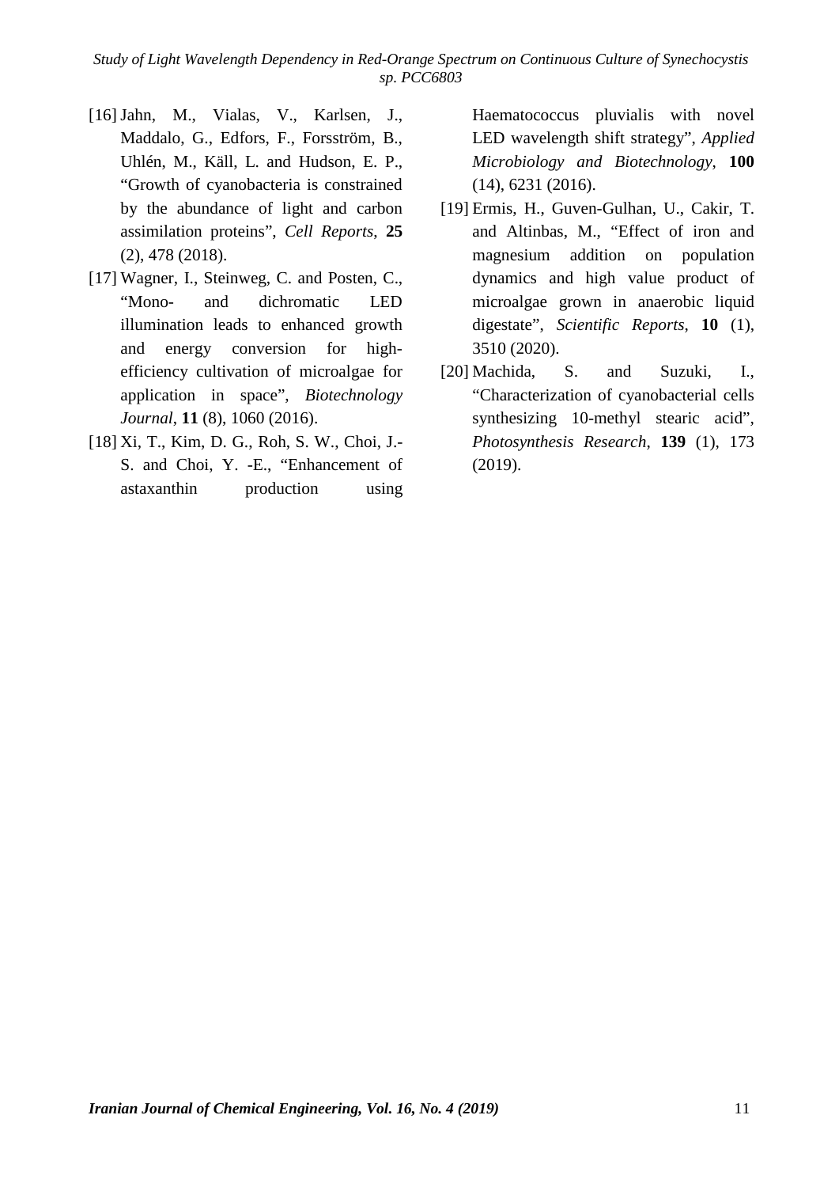[16] Jahn, M., Vialas, V., Karlsen, J., Maddalo, G., Edfors, F., Forsström, B., Uhlén, M., Käll, L. and Hudson, E. P., "Growth of cyanobacteria is constrained by the abundance of light and carbon assimilation proteins", *Cell Reports*, **25** (2), 478 (2018).

[17] Wagner, I., Steinweg, C. and Posten, C., "Mono- and dichromatic LED illumination leads to enhanced growth and energy conversion for high-efficiency cultivation of microalgae for application in space", *Biotechnology Journal*, **11** (8), 1060 (2016).

[18] Xi, T., Kim, D. G., Roh, S. W., Choi, J.-S. and Choi, Y. -E., "Enhancement of astaxanthin production using Haematococcus pluvialis with novel LED wavelength shift strategy", *Applied Microbiology and Biotechnology*, **100** (14), 6231 (2016).

[19] Ermis, H., Guven-Gulhan, U., Cakir, T. and Altinbas, M., "Effect of iron and magnesium addition on population dynamics and high value product of microalgae grown in anaerobic liquid digestate", *Scientific Reports*, **10** (1), 3510 (2020).

[20] Machida, S. and Suzuki, I., "Characterization of cyanobacterial cells synthesizing 10-methyl stearic acid", *Photosynthesis Research*, **139** (1), 173 (2019).